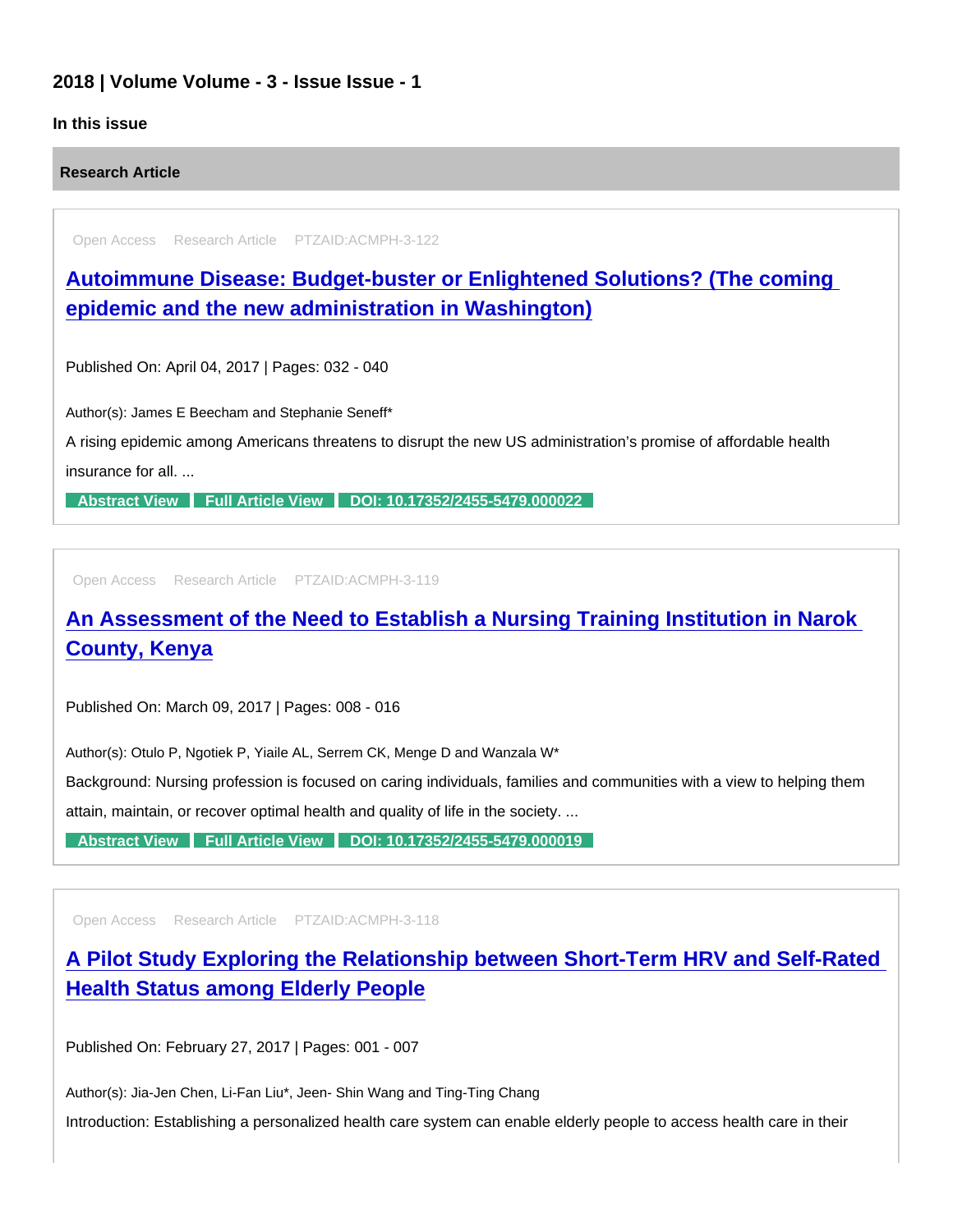## 2018 | Volume Volume - 3 - Issue Issue - 1

**In this issue**

**Research Article**

Open Access Research Article PTZAID:ACMPH-3-122

### Autoimmune Disease: Budget-buster or Enlightened Solutions? (The coming epidemic and the new administration in Washington)

Published On: April 04, 2017 | Pages: 032 - 040

Author(s): James E Beecham and Stephanie Seneff*

A rising epidemic among Americans threatens to disrupt the new US administration's promise of affordable health insurance for all. ...

**Abstract View** **Full Article View** **DOI: 10.17352/2455-5479.000022**

Open Access Research Article PTZAID:ACMPH-3-119

### An Assessment of the Need to Establish a Nursing Training Institution in Narok County, Kenya

Published On: March 09, 2017 | Pages: 008 - 016

Author(s): Otulo P, Ngotiek P, Yiaile AL, Serrem CK, Menge D and Wanzala W*

Background: Nursing profession is focused on caring individuals, families and communities with a view to helping them attain, maintain, or recover optimal health and quality of life in the society. ...

**Abstract View** **Full Article View** **DOI: 10.17352/2455-5479.000019**

Open Access Research Article PTZAID:ACMPH-3-118

### A Pilot Study Exploring the Relationship between Short-Term HRV and Self-Rated Health Status among Elderly People

Published On: February 27, 2017 | Pages: 001 - 007

Author(s): Jia-Jen Chen, Li-Fan Liu*, Jeen- Shin Wang and Ting-Ting Chang

Introduction: Establishing a personalized health care system can enable elderly people to access health care in their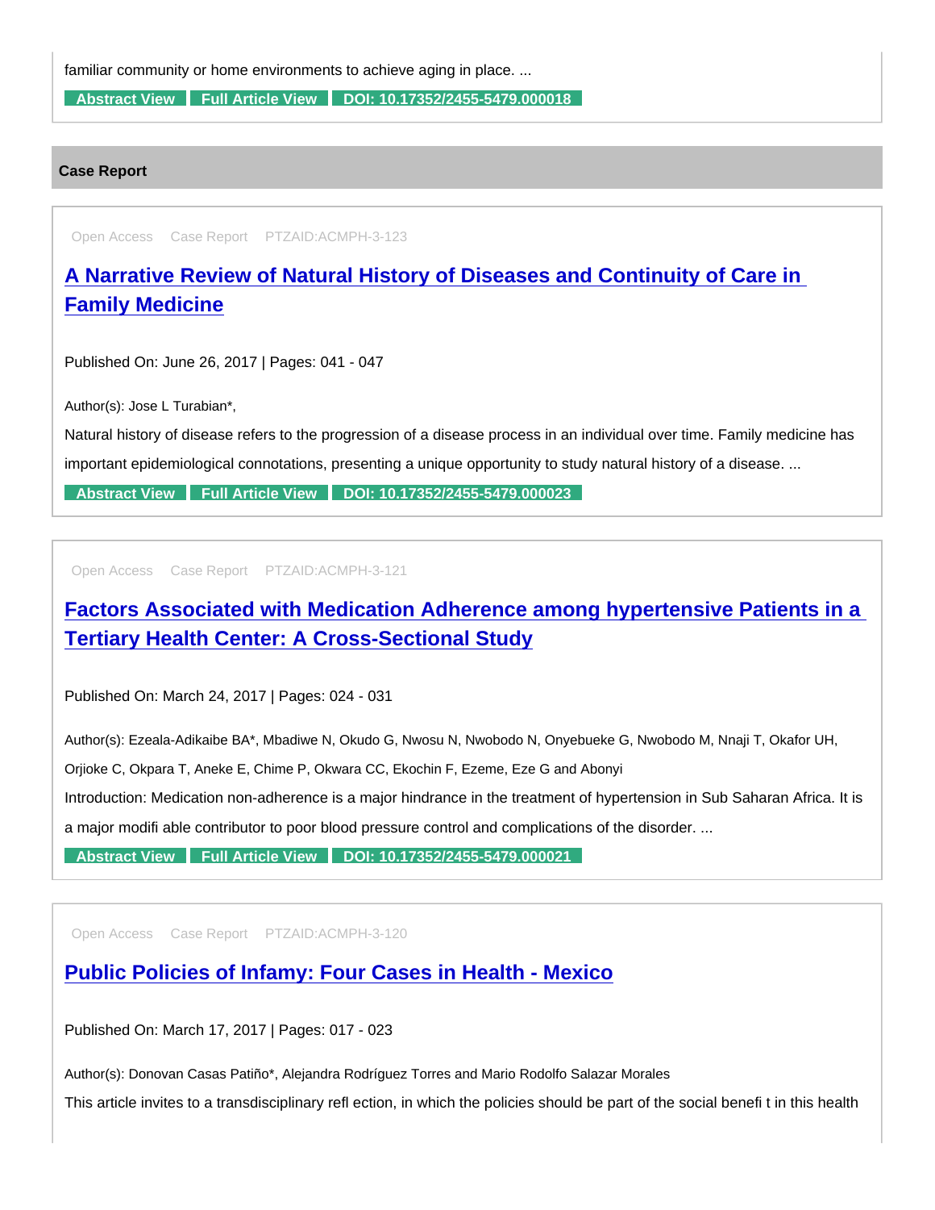familiar community or home environments to achieve aging in place. ...

Abstract View Full Article View DOI: 10.17352/2455-5479.000018

## Case Report

Open Access Case Report PTZAID:ACMPH-3-123

### A Narrative Review of Natural History of Diseases and Continuity of Care in Family Medicine

Published On: June 26, 2017 | Pages: 041 - 047

Author(s): Jose L Turabian*,

Natural history of disease refers to the progression of a disease process in an individual over time. Family medicine has important epidemiological connotations, presenting a unique opportunity to study natural history of a disease. ...

Abstract View Full Article View DOI: 10.17352/2455-5479.000023

Open Access Case Report PTZAID:ACMPH-3-121

### Factors Associated with Medication Adherence among hypertensive Patients in a Tertiary Health Center: A Cross-Sectional Study

Published On: March 24, 2017 | Pages: 024 - 031

Author(s): Ezeala-Adikaibe BA*, Mbadiwe N, Okudo G, Nwosu N, Nwobodo N, Onyebueke G, Nwobodo M, Nnaji T, Okafor UH, Orjioke C, Okpara T, Aneke E, Chime P, Okwara CC, Ekochin F, Ezeme, Eze G and Abonyi

Introduction: Medication non-adherence is a major hindrance in the treatment of hypertension in Sub Saharan Africa. It is a major modifi able contributor to poor blood pressure control and complications of the disorder. ...

Abstract View Full Article View DOI: 10.17352/2455-5479.000021

Open Access Case Report PTZAID:ACMPH-3-120

### Public Policies of Infamy: Four Cases in Health - Mexico

Published On: March 17, 2017 | Pages: 017 - 023

Author(s): Donovan Casas Patiño*, Alejandra Rodríguez Torres and Mario Rodolfo Salazar Morales

This article invites to a transdisciplinary refl ection, in which the policies should be part of the social benefi t in this health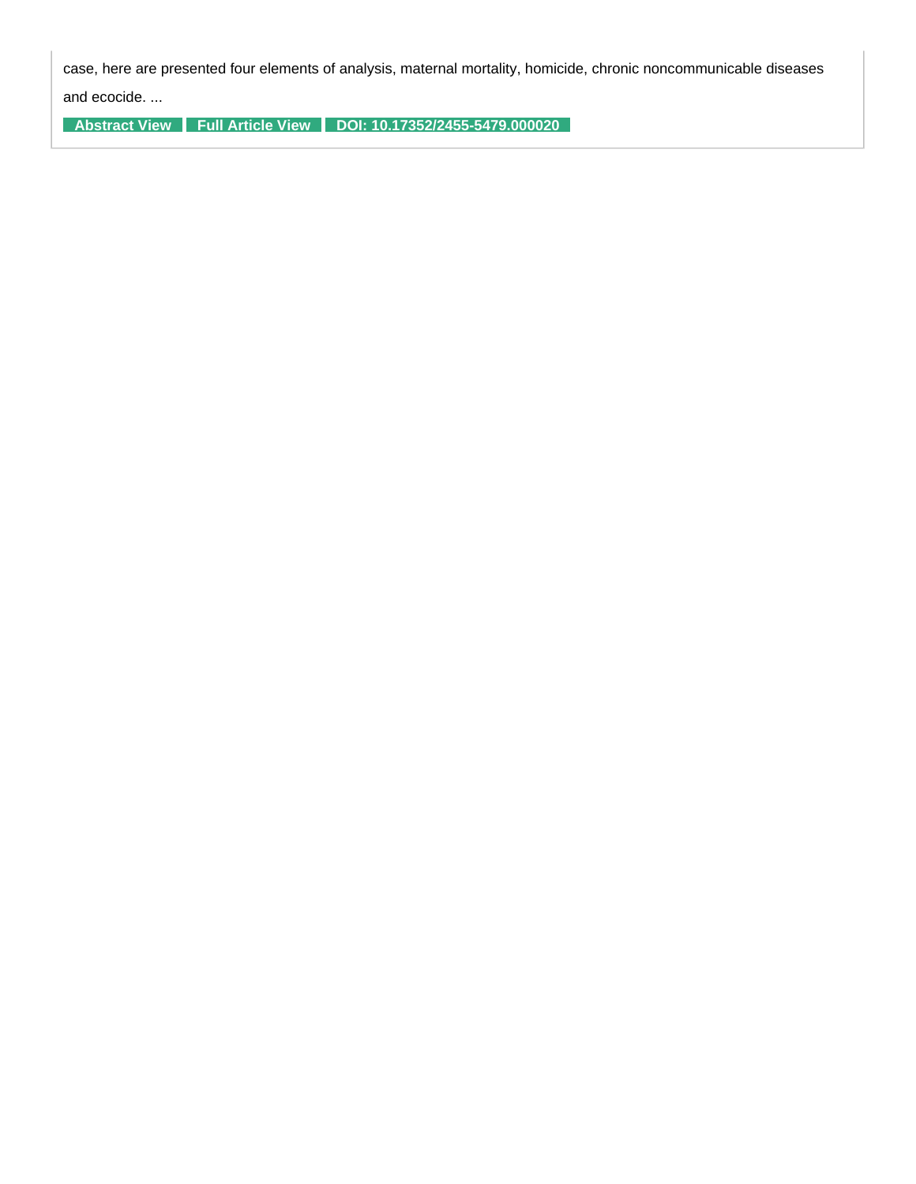case, here are presented four elements of analysis, maternal mortality, homicide, chronic noncommunicable diseases and ecocide. ...

**Abstract View** **Full Article View** **DOI: 10.17352/2455-5479.000020**